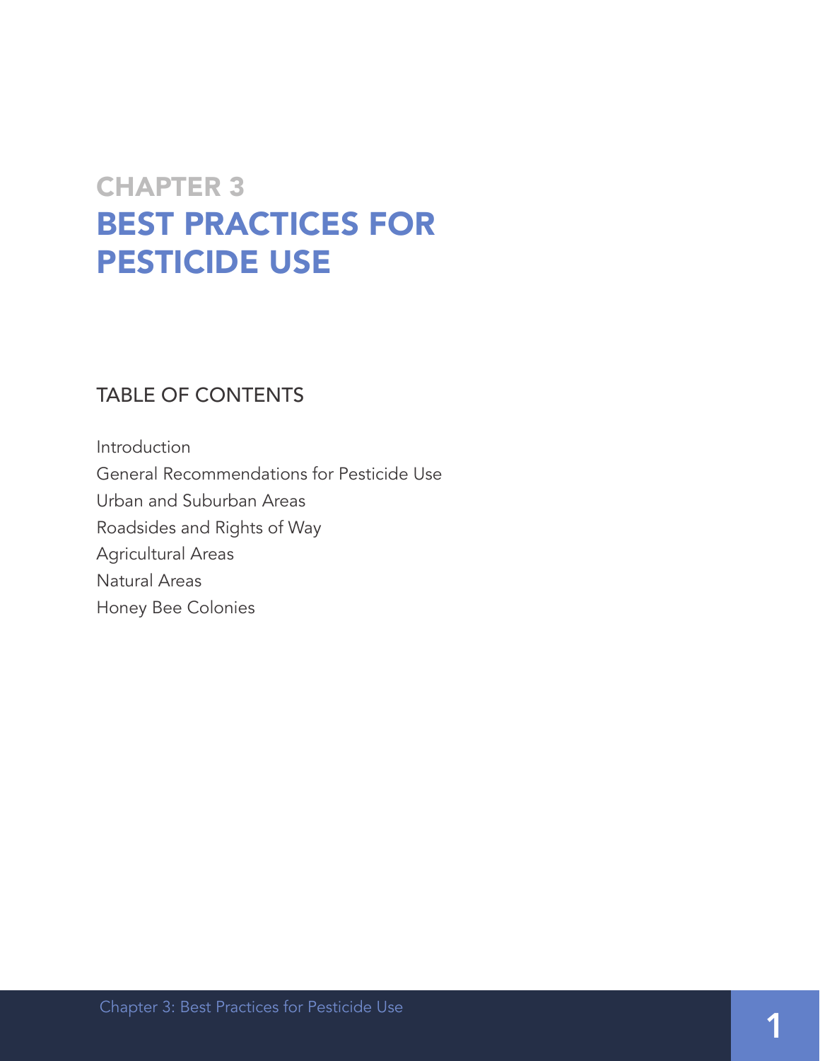# CHAPTER 3
# BEST PRACTICES FOR PESTICIDE USE

## TABLE OF CONTENTS

Introduction
General Recommendations for Pesticide Use
Urban and Suburban Areas
Roadsides and Rights of Way
Agricultural Areas
Natural Areas
Honey Bee Colonies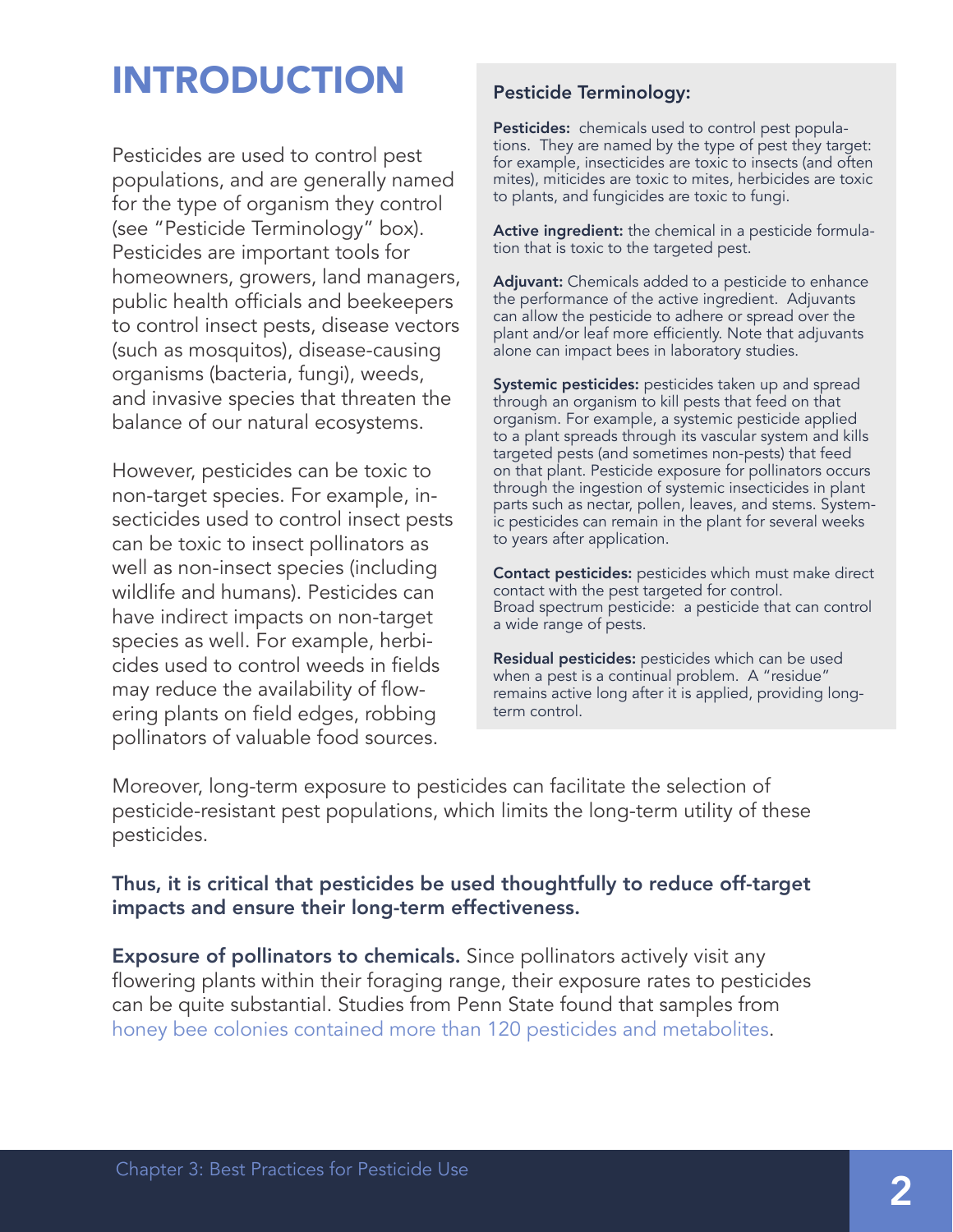# INTRODUCTION

Pesticides are used to control pest populations, and are generally named for the type of organism they control (see "Pesticide Terminology" box). Pesticides are important tools for homeowners, growers, land managers, public health officials and beekeepers to control insect pests, disease vectors (such as mosquitos), disease-causing organisms (bacteria, fungi), weeds, and invasive species that threaten the balance of our natural ecosystems.

However, pesticides can be toxic to non-target species. For example, insecticides used to control insect pests can be toxic to insect pollinators as well as non-insect species (including wildlife and humans). Pesticides can have indirect impacts on non-target species as well. For example, herbicides used to control weeds in fields may reduce the availability of flowering plants on field edges, robbing pollinators of valuable food sources.

#### Pesticide Terminology:

**Pesticides:** chemicals used to control pest populations. They are named by the type of pest they target: for example, insecticides are toxic to insects (and often mites), miticides are toxic to mites, herbicides are toxic to plants, and fungicides are toxic to fungi.

**Active ingredient:** the chemical in a pesticide formulation that is toxic to the targeted pest.

**Adjuvant:** Chemicals added to a pesticide to enhance the performance of the active ingredient. Adjuvants can allow the pesticide to adhere or spread over the plant and/or leaf more efficiently. Note that adjuvants alone can impact bees in laboratory studies.

**Systemic pesticides:** pesticides taken up and spread through an organism to kill pests that feed on that organism. For example, a systemic pesticide applied to a plant spreads through its vascular system and kills targeted pests (and sometimes non-pests) that feed on that plant. Pesticide exposure for pollinators occurs through the ingestion of systemic insecticides in plant parts such as nectar, pollen, leaves, and stems. Systemic pesticides can remain in the plant for several weeks to years after application.

**Contact pesticides:** pesticides which must make direct contact with the pest targeted for control.
Broad spectrum pesticide: a pesticide that can control a wide range of pests.

**Residual pesticides:** pesticides which can be used when a pest is a continual problem. A "residue" remains active long after it is applied, providing long-term control.

Moreover, long-term exposure to pesticides can facilitate the selection of pesticide-resistant pest populations, which limits the long-term utility of these pesticides.

**Thus, it is critical that pesticides be used thoughtfully to reduce off-target impacts and ensure their long-term effectiveness.**

**Exposure of pollinators to chemicals.** Since pollinators actively visit any flowering plants within their foraging range, their exposure rates to pesticides can be quite substantial. Studies from Penn State found that samples from honey bee colonies contained more than 120 pesticides and metabolites.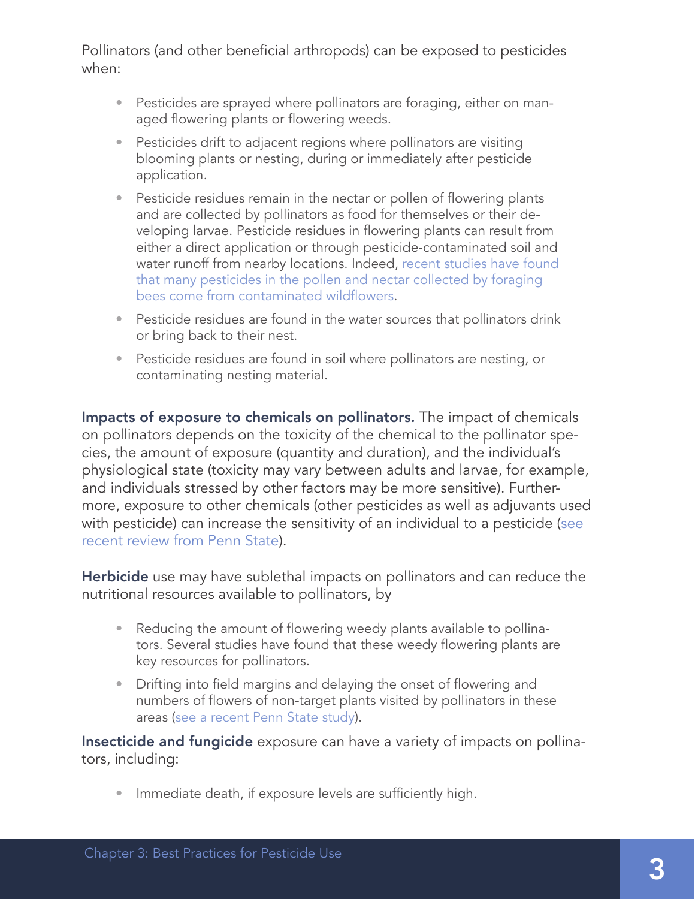Pollinators (and other beneficial arthropods) can be exposed to pesticides when:

- Pesticides are sprayed where pollinators are foraging, either on managed flowering plants or flowering weeds.
- Pesticides drift to adjacent regions where pollinators are visiting blooming plants or nesting, during or immediately after pesticide application.
- Pesticide residues remain in the nectar or pollen of flowering plants and are collected by pollinators as food for themselves or their developing larvae. Pesticide residues in flowering plants can result from either a direct application or through pesticide-contaminated soil and water runoff from nearby locations. Indeed, recent studies have found that many pesticides in the pollen and nectar collected by foraging bees come from contaminated wildflowers.
- Pesticide residues are found in the water sources that pollinators drink or bring back to their nest.
- Pesticide residues are found in soil where pollinators are nesting, or contaminating nesting material.

**Impacts of exposure to chemicals on pollinators.** The impact of chemicals on pollinators depends on the toxicity of the chemical to the pollinator species, the amount of exposure (quantity and duration), and the individual's physiological state (toxicity may vary between adults and larvae, for example, and individuals stressed by other factors may be more sensitive). Furthermore, exposure to other chemicals (other pesticides as well as adjuvants used with pesticide) can increase the sensitivity of an individual to a pesticide (see recent review from Penn State).

**Herbicide** use may have sublethal impacts on pollinators and can reduce the nutritional resources available to pollinators, by

- Reducing the amount of flowering weedy plants available to pollinators. Several studies have found that these weedy flowering plants are key resources for pollinators.
- Drifting into field margins and delaying the onset of flowering and numbers of flowers of non-target plants visited by pollinators in these areas (see a recent Penn State study).

**Insecticide and fungicide** exposure can have a variety of impacts on pollinators, including:

- Immediate death, if exposure levels are sufficiently high.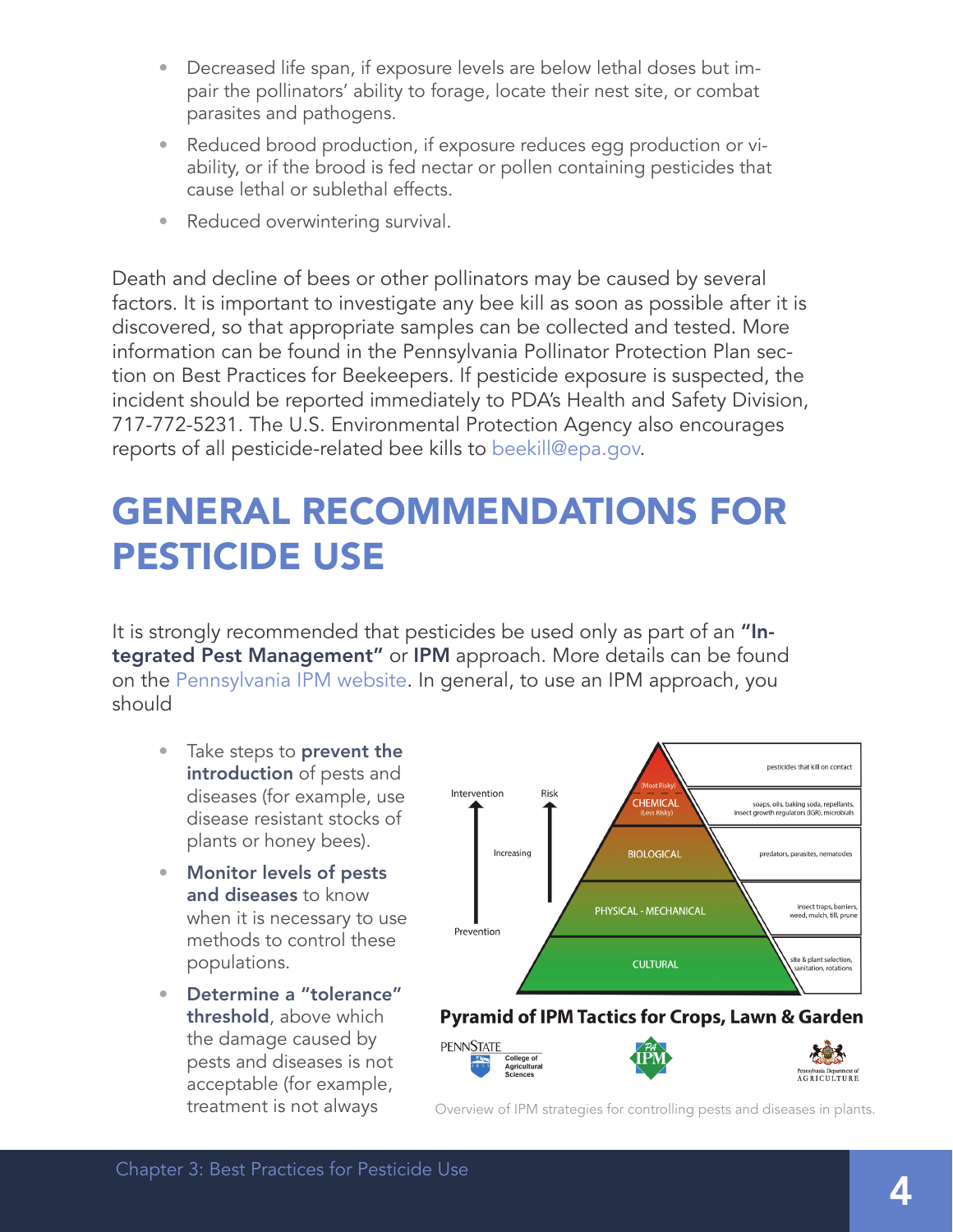- Decreased life span, if exposure levels are below lethal doses but impair the pollinators' ability to forage, locate their nest site, or combat parasites and pathogens.
- Reduced brood production, if exposure reduces egg production or viability, or if the brood is fed nectar or pollen containing pesticides that cause lethal or sublethal effects.
- Reduced overwintering survival.

Death and decline of bees or other pollinators may be caused by several factors. It is important to investigate any bee kill as soon as possible after it is discovered, so that appropriate samples can be collected and tested. More information can be found in the Pennsylvania Pollinator Protection Plan section on Best Practices for Beekeepers. If pesticide exposure is suspected, the incident should be reported immediately to PDA's Health and Safety Division, 717-772-5231. The U.S. Environmental Protection Agency also encourages reports of all pesticide-related bee kills to beekill@epa.gov.

# GENERAL RECOMMENDATIONS FOR PESTICIDE USE

It is strongly recommended that pesticides be used only as part of an **"Integrated Pest Management"** or **IPM** approach. More details can be found on the Pennsylvania IPM website. In general, to use an IPM approach, you should

- Take steps to **prevent the introduction** of pests and diseases (for example, use disease resistant stocks of plants or honey bees).
- **Monitor levels of pests and diseases** to know when it is necessary to use methods to control these populations.
- **Determine a "tolerance" threshold**, above which the damage caused by pests and diseases is not acceptable (for example, treatment is not always

**Pyramid of IPM Tactics for Crops, Lawn & Garden**

| Tier | Examples |
|---|---|
| CHEMICAL (Most Risky) | pesticides that kill on contact |
| CHEMICAL (Less Risky) | soaps, oils, baking soda, repellants, insect growth regulators (IGR), microbials |
| BIOLOGICAL | predators, parasites, nematodes |
| PHYSICAL - MECHANICAL | insect traps, barriers, weed, mulch, till, prune |
| CULTURAL | site & plant selection, sanitation, rotations |

Increasing Intervention and Risk (from Prevention at the base)

PENNSTATE College of Agricultural Sciences · PA IPM · Pennsylvania Department of Agriculture

Overview of IPM strategies for controlling pests and diseases in plants.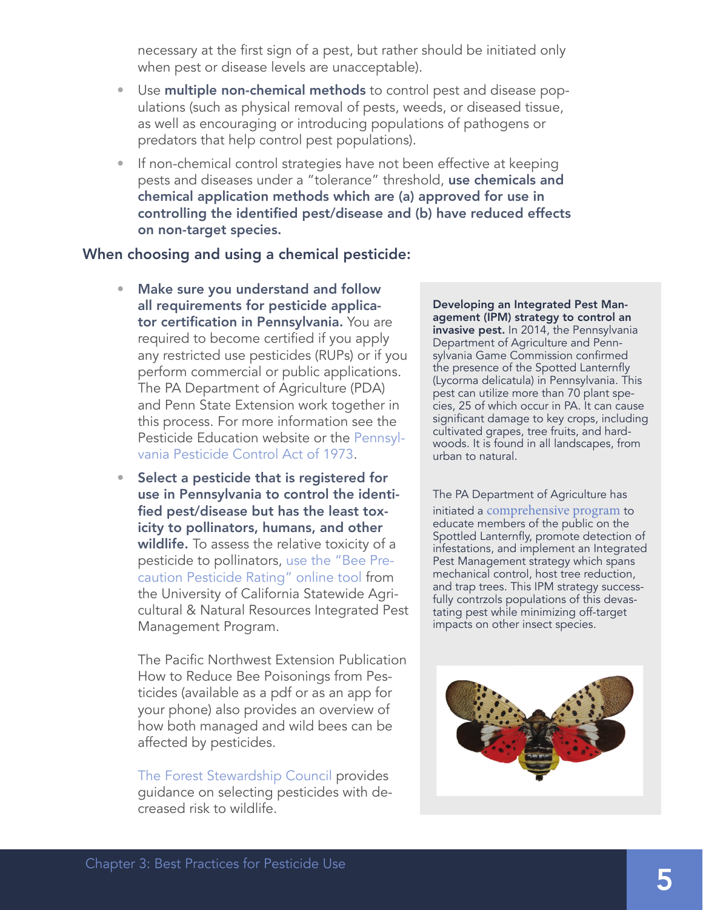necessary at the first sign of a pest, but rather should be initiated only when pest or disease levels are unacceptable).

- Use **multiple non-chemical methods** to control pest and disease populations (such as physical removal of pests, weeds, or diseased tissue, as well as encouraging or introducing populations of pathogens or predators that help control pest populations).
- If non-chemical control strategies have not been effective at keeping pests and diseases under a "tolerance" threshold, **use chemicals and chemical application methods which are (a) approved for use in controlling the identified pest/disease and (b) have reduced effects on non-target species.**

### When choosing and using a chemical pesticide:

- **Make sure you understand and follow all requirements for pesticide applicator certification in Pennsylvania.** You are required to become certified if you apply any restricted use pesticides (RUPs) or if you perform commercial or public applications. The PA Department of Agriculture (PDA) and Penn State Extension work together in this process. For more information see the Pesticide Education website or the Pennsylvania Pesticide Control Act of 1973.
- **Select a pesticide that is registered for use in Pennsylvania to control the identified pest/disease but has the least toxicity to pollinators, humans, and other wildlife.** To assess the relative toxicity of a pesticide to pollinators, use the "Bee Precaution Pesticide Rating" online tool from the University of California Statewide Agricultural & Natural Resources Integrated Pest Management Program.

  The Pacific Northwest Extension Publication How to Reduce Bee Poisonings from Pesticides (available as a pdf or as an app for your phone) also provides an overview of how both managed and wild bees can be affected by pesticides.

  The Forest Stewardship Council provides guidance on selecting pesticides with decreased risk to wildlife.

**Developing an Integrated Pest Management (IPM) strategy to control an invasive pest.** In 2014, the Pennsylvania Department of Agriculture and Pennsylvania Game Commission confirmed the presence of the Spotted Lanternfly (Lycorma delicatula) in Pennsylvania. This pest can utilize more than 70 plant species, 25 of which occur in PA. It can cause significant damage to key crops, including cultivated grapes, tree fruits, and hardwoods. It is found in all landscapes, from urban to natural.

The PA Department of Agriculture has initiated a comprehensive program to educate members of the public on the Spottled Lanternfly, promote detection of infestations, and implement an Integrated Pest Management strategy which spans mechanical control, host tree reduction, and trap trees. This IPM strategy successfully contrzols populations of this devastating pest while minimizing off-target impacts on other insect species.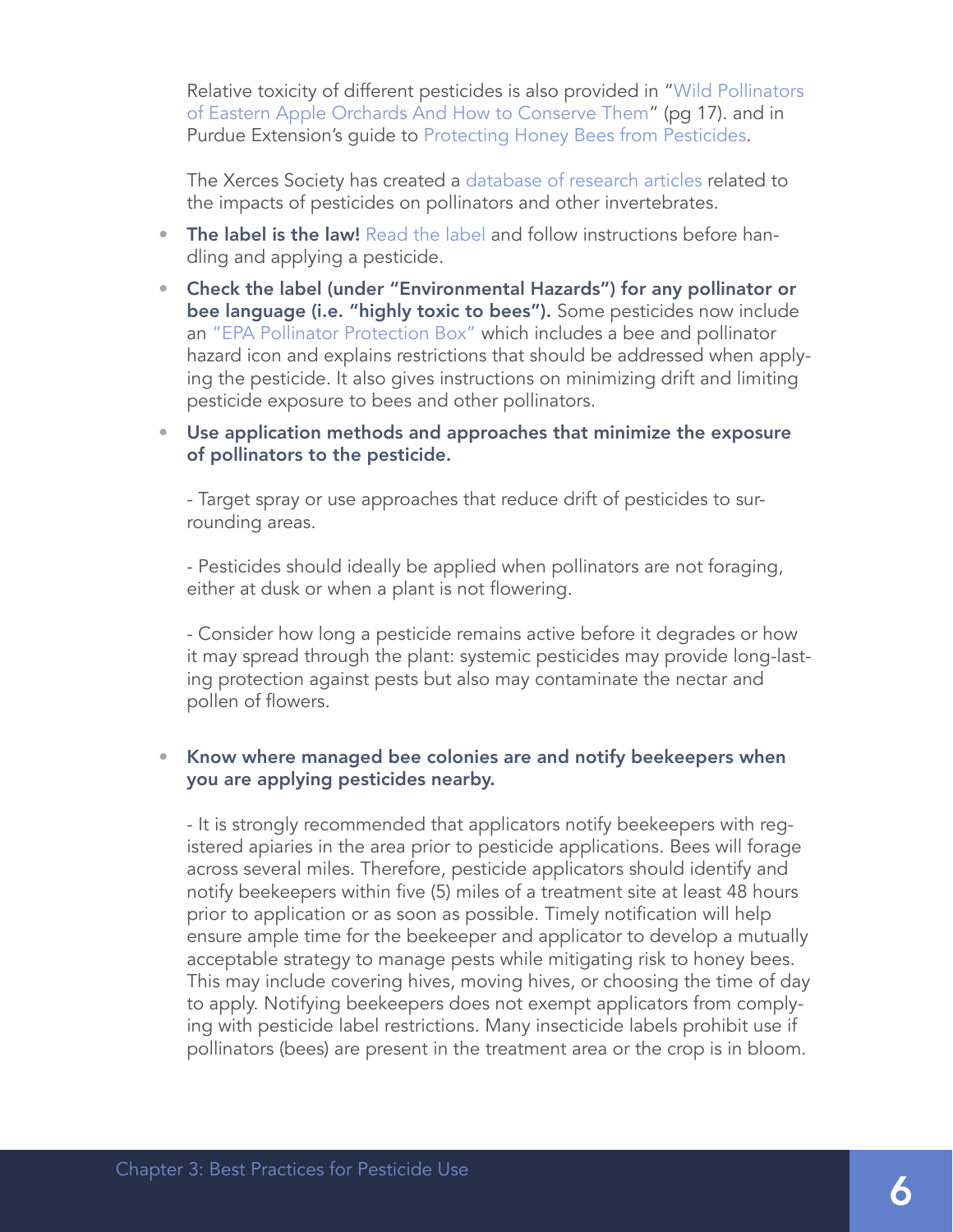Relative toxicity of different pesticides is also provided in "Wild Pollinators of Eastern Apple Orchards And How to Conserve Them" (pg 17). and in Purdue Extension's guide to Protecting Honey Bees from Pesticides.

The Xerces Society has created a database of research articles related to the impacts of pesticides on pollinators and other invertebrates.

- **The label is the law!** Read the label and follow instructions before handling and applying a pesticide.
- **Check the label (under "Environmental Hazards") for any pollinator or bee language (i.e. "highly toxic to bees").** Some pesticides now include an "EPA Pollinator Protection Box" which includes a bee and pollinator hazard icon and explains restrictions that should be addressed when applying the pesticide. It also gives instructions on minimizing drift and limiting pesticide exposure to bees and other pollinators.
- **Use application methods and approaches that minimize the exposure of pollinators to the pesticide.**

  - Target spray or use approaches that reduce drift of pesticides to surrounding areas.

  - Pesticides should ideally be applied when pollinators are not foraging, either at dusk or when a plant is not flowering.

  - Consider how long a pesticide remains active before it degrades or how it may spread through the plant: systemic pesticides may provide long-lasting protection against pests but also may contaminate the nectar and pollen of flowers.

- **Know where managed bee colonies are and notify beekeepers when you are applying pesticides nearby.**

  - It is strongly recommended that applicators notify beekeepers with registered apiaries in the area prior to pesticide applications. Bees will forage across several miles. Therefore, pesticide applicators should identify and notify beekeepers within five (5) miles of a treatment site at least 48 hours prior to application or as soon as possible. Timely notification will help ensure ample time for the beekeeper and applicator to develop a mutually acceptable strategy to manage pests while mitigating risk to honey bees. This may include covering hives, moving hives, or choosing the time of day to apply. Notifying beekeepers does not exempt applicators from complying with pesticide label restrictions. Many insecticide labels prohibit use if pollinators (bees) are present in the treatment area or the crop is in bloom.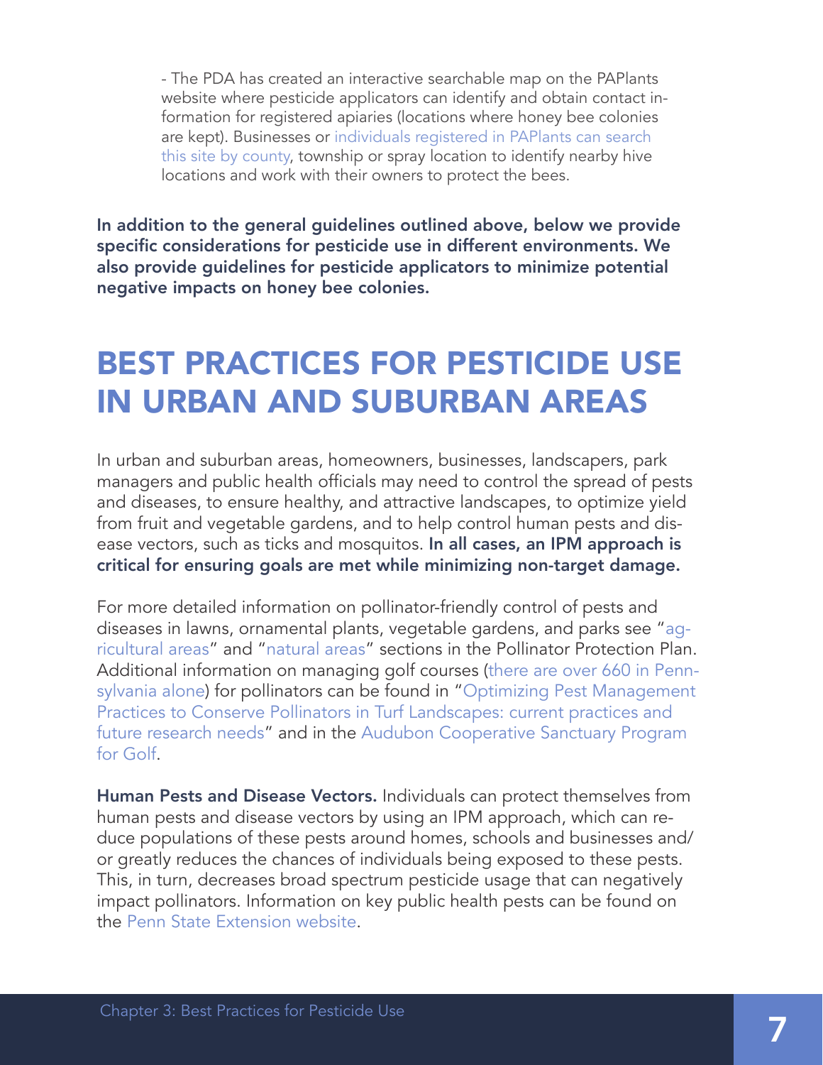- The PDA has created an interactive searchable map on the PAPlants website where pesticide applicators can identify and obtain contact information for registered apiaries (locations where honey bee colonies are kept). Businesses or individuals registered in PAPlants can search this site by county, township or spray location to identify nearby hive locations and work with their owners to protect the bees.

**In addition to the general guidelines outlined above, below we provide specific considerations for pesticide use in different environments. We also provide guidelines for pesticide applicators to minimize potential negative impacts on honey bee colonies.**

# BEST PRACTICES FOR PESTICIDE USE IN URBAN AND SUBURBAN AREAS

In urban and suburban areas, homeowners, businesses, landscapers, park managers and public health officials may need to control the spread of pests and diseases, to ensure healthy, and attractive landscapes, to optimize yield from fruit and vegetable gardens, and to help control human pests and disease vectors, such as ticks and mosquitos. **In all cases, an IPM approach is critical for ensuring goals are met while minimizing non-target damage.**

For more detailed information on pollinator-friendly control of pests and diseases in lawns, ornamental plants, vegetable gardens, and parks see "agricultural areas" and "natural areas" sections in the Pollinator Protection Plan. Additional information on managing golf courses (there are over 660 in Pennsylvania alone) for pollinators can be found in "Optimizing Pest Management Practices to Conserve Pollinators in Turf Landscapes: current practices and future research needs" and in the Audubon Cooperative Sanctuary Program for Golf.

**Human Pests and Disease Vectors.** Individuals can protect themselves from human pests and disease vectors by using an IPM approach, which can reduce populations of these pests around homes, schools and businesses and/or greatly reduces the chances of individuals being exposed to these pests. This, in turn, decreases broad spectrum pesticide usage that can negatively impact pollinators. Information on key public health pests can be found on the Penn State Extension website.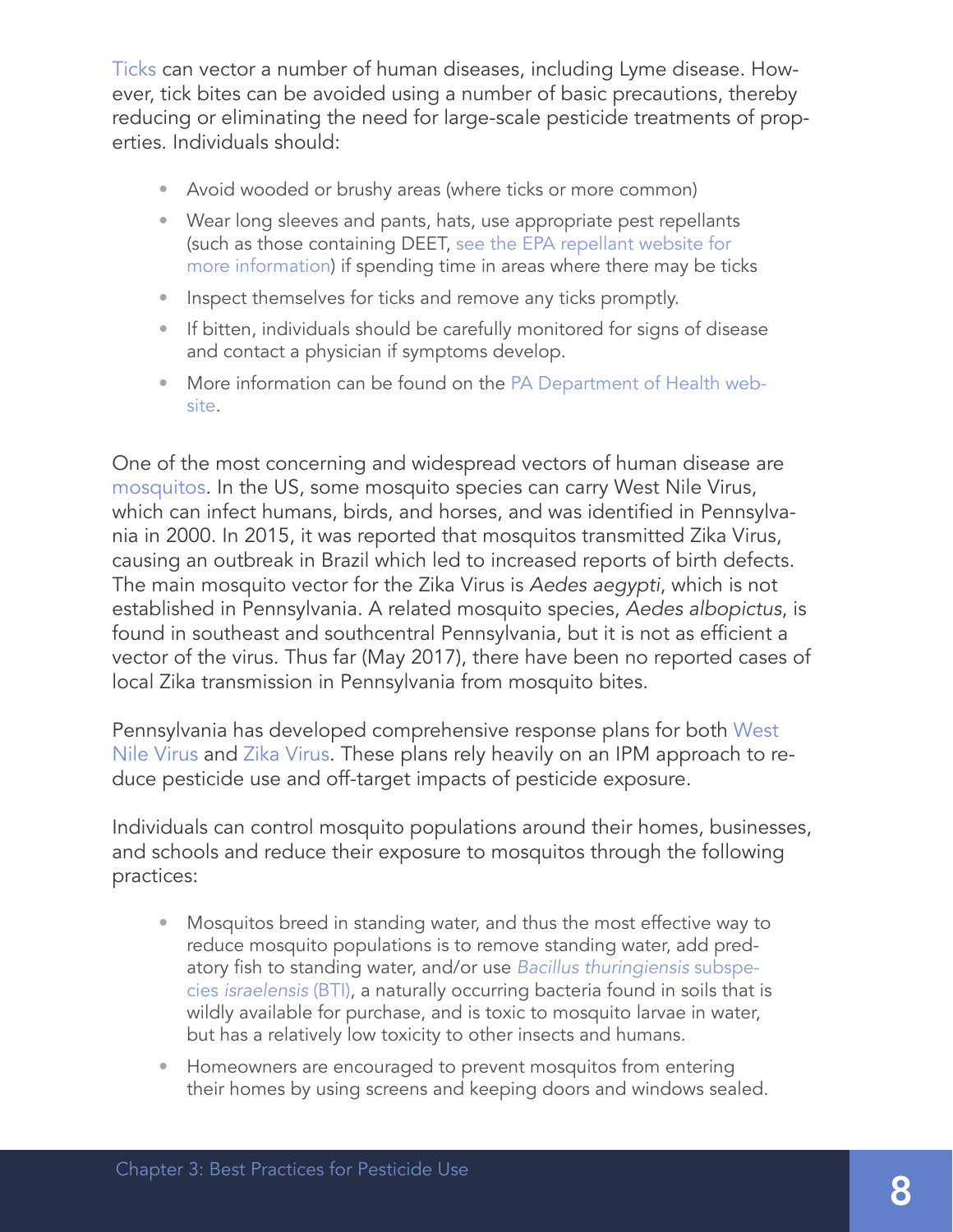Ticks can vector a number of human diseases, including Lyme disease. However, tick bites can be avoided using a number of basic precautions, thereby reducing or eliminating the need for large-scale pesticide treatments of properties. Individuals should:

- Avoid wooded or brushy areas (where ticks or more common)
- Wear long sleeves and pants, hats, use appropriate pest repellants (such as those containing DEET, see the EPA repellant website for more information) if spending time in areas where there may be ticks
- Inspect themselves for ticks and remove any ticks promptly.
- If bitten, individuals should be carefully monitored for signs of disease and contact a physician if symptoms develop.
- More information can be found on the PA Department of Health website.

One of the most concerning and widespread vectors of human disease are mosquitos. In the US, some mosquito species can carry West Nile Virus, which can infect humans, birds, and horses, and was identified in Pennsylvania in 2000. In 2015, it was reported that mosquitos transmitted Zika Virus, causing an outbreak in Brazil which led to increased reports of birth defects. The main mosquito vector for the Zika Virus is *Aedes aegypti*, which is not established in Pennsylvania. A related mosquito species, *Aedes albopictus*, is found in southeast and southcentral Pennsylvania, but it is not as efficient a vector of the virus. Thus far (May 2017), there have been no reported cases of local Zika transmission in Pennsylvania from mosquito bites.

Pennsylvania has developed comprehensive response plans for both West Nile Virus and Zika Virus. These plans rely heavily on an IPM approach to reduce pesticide use and off-target impacts of pesticide exposure.

Individuals can control mosquito populations around their homes, businesses, and schools and reduce their exposure to mosquitos through the following practices:

- Mosquitos breed in standing water, and thus the most effective way to reduce mosquito populations is to remove standing water, add predatory fish to standing water, and/or use *Bacillus thuringiensis* subspecies *israelensis* (BTI), a naturally occurring bacteria found in soils that is wildly available for purchase, and is toxic to mosquito larvae in water, but has a relatively low toxicity to other insects and humans.
- Homeowners are encouraged to prevent mosquitos from entering their homes by using screens and keeping doors and windows sealed.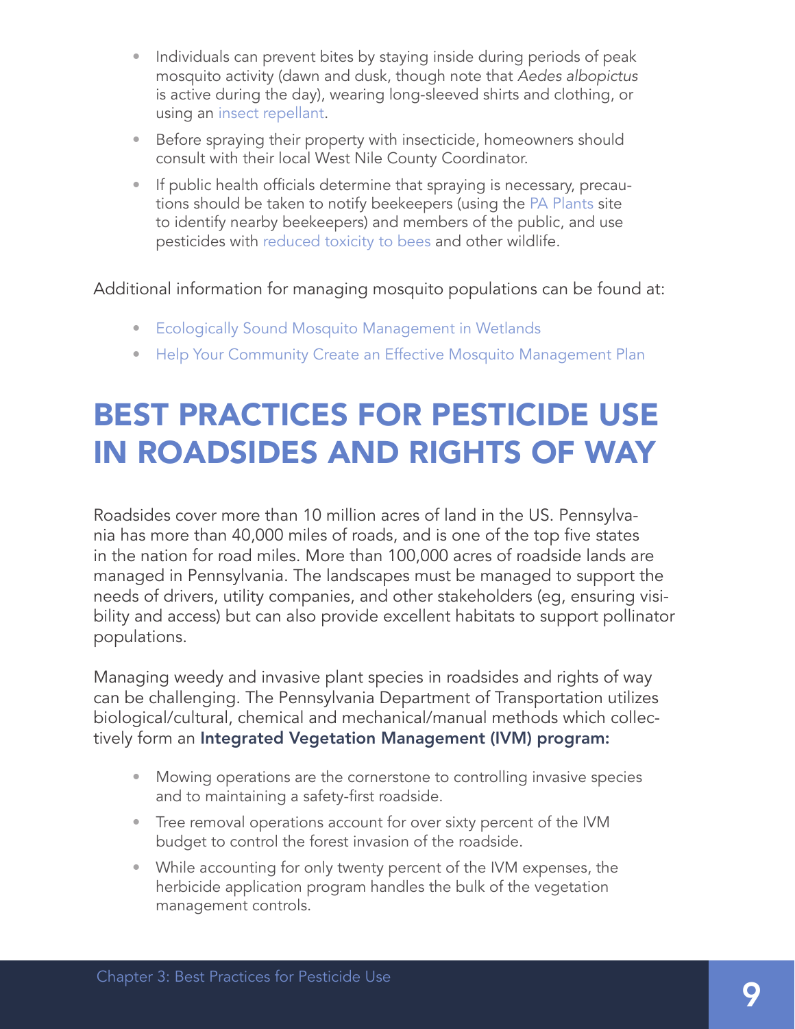- Individuals can prevent bites by staying inside during periods of peak mosquito activity (dawn and dusk, though note that *Aedes albopictus* is active during the day), wearing long-sleeved shirts and clothing, or using an insect repellant.
- Before spraying their property with insecticide, homeowners should consult with their local West Nile County Coordinator.
- If public health officials determine that spraying is necessary, precautions should be taken to notify beekeepers (using the PA Plants site to identify nearby beekeepers) and members of the public, and use pesticides with reduced toxicity to bees and other wildlife.

Additional information for managing mosquito populations can be found at:

- Ecologically Sound Mosquito Management in Wetlands
- Help Your Community Create an Effective Mosquito Management Plan

# BEST PRACTICES FOR PESTICIDE USE IN ROADSIDES AND RIGHTS OF WAY

Roadsides cover more than 10 million acres of land in the US. Pennsylvania has more than 40,000 miles of roads, and is one of the top five states in the nation for road miles. More than 100,000 acres of roadside lands are managed in Pennsylvania. The landscapes must be managed to support the needs of drivers, utility companies, and other stakeholders (eg, ensuring visibility and access) but can also provide excellent habitats to support pollinator populations.

Managing weedy and invasive plant species in roadsides and rights of way can be challenging. The Pennsylvania Department of Transportation utilizes biological/cultural, chemical and mechanical/manual methods which collectively form an **Integrated Vegetation Management (IVM) program:**

- Mowing operations are the cornerstone to controlling invasive species and to maintaining a safety-first roadside.
- Tree removal operations account for over sixty percent of the IVM budget to control the forest invasion of the roadside.
- While accounting for only twenty percent of the IVM expenses, the herbicide application program handles the bulk of the vegetation management controls.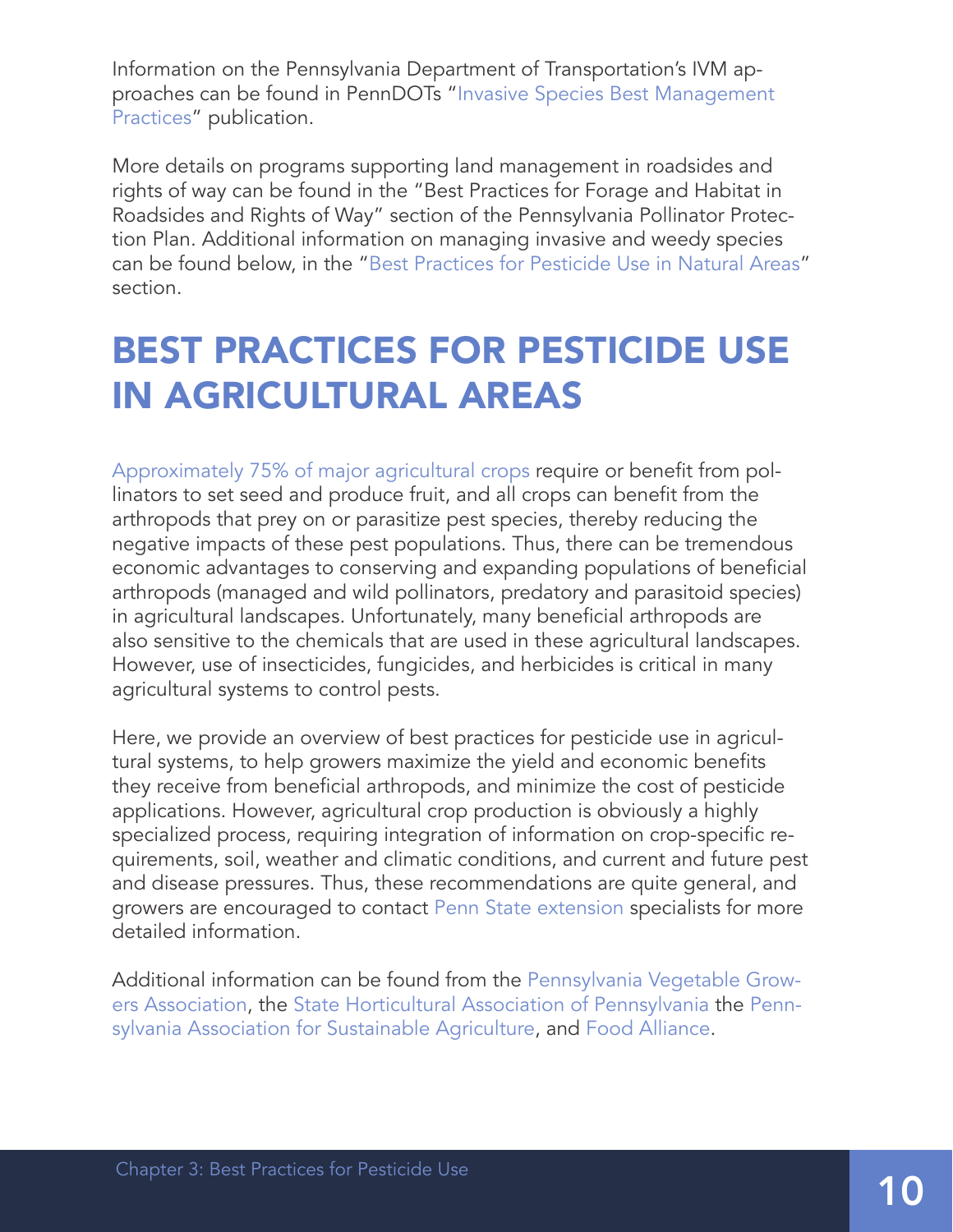Information on the Pennsylvania Department of Transportation's IVM approaches can be found in PennDOTs "Invasive Species Best Management Practices" publication.

More details on programs supporting land management in roadsides and rights of way can be found in the "Best Practices for Forage and Habitat in Roadsides and Rights of Way" section of the Pennsylvania Pollinator Protection Plan. Additional information on managing invasive and weedy species can be found below, in the "Best Practices for Pesticide Use in Natural Areas" section.

# BEST PRACTICES FOR PESTICIDE USE IN AGRICULTURAL AREAS

Approximately 75% of major agricultural crops require or benefit from pollinators to set seed and produce fruit, and all crops can benefit from the arthropods that prey on or parasitize pest species, thereby reducing the negative impacts of these pest populations. Thus, there can be tremendous economic advantages to conserving and expanding populations of beneficial arthropods (managed and wild pollinators, predatory and parasitoid species) in agricultural landscapes. Unfortunately, many beneficial arthropods are also sensitive to the chemicals that are used in these agricultural landscapes. However, use of insecticides, fungicides, and herbicides is critical in many agricultural systems to control pests.

Here, we provide an overview of best practices for pesticide use in agricultural systems, to help growers maximize the yield and economic benefits they receive from beneficial arthropods, and minimize the cost of pesticide applications. However, agricultural crop production is obviously a highly specialized process, requiring integration of information on crop-specific requirements, soil, weather and climatic conditions, and current and future pest and disease pressures. Thus, these recommendations are quite general, and growers are encouraged to contact Penn State extension specialists for more detailed information.

Additional information can be found from the Pennsylvania Vegetable Growers Association, the State Horticultural Association of Pennsylvania the Pennsylvania Association for Sustainable Agriculture, and Food Alliance.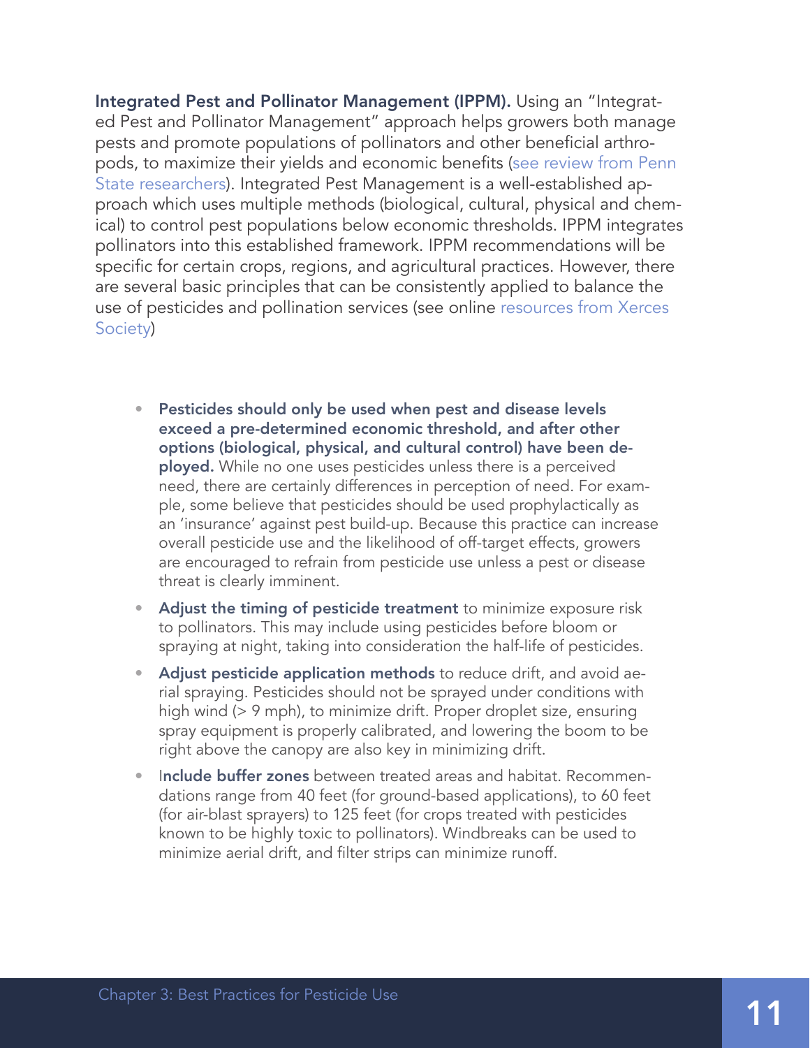**Integrated Pest and Pollinator Management (IPPM).** Using an "Integrated Pest and Pollinator Management" approach helps growers both manage pests and promote populations of pollinators and other beneficial arthropods, to maximize their yields and economic benefits (see review from Penn State researchers). Integrated Pest Management is a well-established approach which uses multiple methods (biological, cultural, physical and chemical) to control pest populations below economic thresholds. IPPM integrates pollinators into this established framework. IPPM recommendations will be specific for certain crops, regions, and agricultural practices. However, there are several basic principles that can be consistently applied to balance the use of pesticides and pollination services (see online resources from Xerces Society)

- **Pesticides should only be used when pest and disease levels exceed a pre-determined economic threshold, and after other options (biological, physical, and cultural control) have been deployed.** While no one uses pesticides unless there is a perceived need, there are certainly differences in perception of need. For example, some believe that pesticides should be used prophylactically as an 'insurance' against pest build-up. Because this practice can increase overall pesticide use and the likelihood of off-target effects, growers are encouraged to refrain from pesticide use unless a pest or disease threat is clearly imminent.
- **Adjust the timing of pesticide treatment** to minimize exposure risk to pollinators. This may include using pesticides before bloom or spraying at night, taking into consideration the half-life of pesticides.
- **Adjust pesticide application methods** to reduce drift, and avoid aerial spraying. Pesticides should not be sprayed under conditions with high wind (> 9 mph), to minimize drift. Proper droplet size, ensuring spray equipment is properly calibrated, and lowering the boom to be right above the canopy are also key in minimizing drift.
- **Include buffer zones** between treated areas and habitat. Recommendations range from 40 feet (for ground-based applications), to 60 feet (for air-blast sprayers) to 125 feet (for crops treated with pesticides known to be highly toxic to pollinators). Windbreaks can be used to minimize aerial drift, and filter strips can minimize runoff.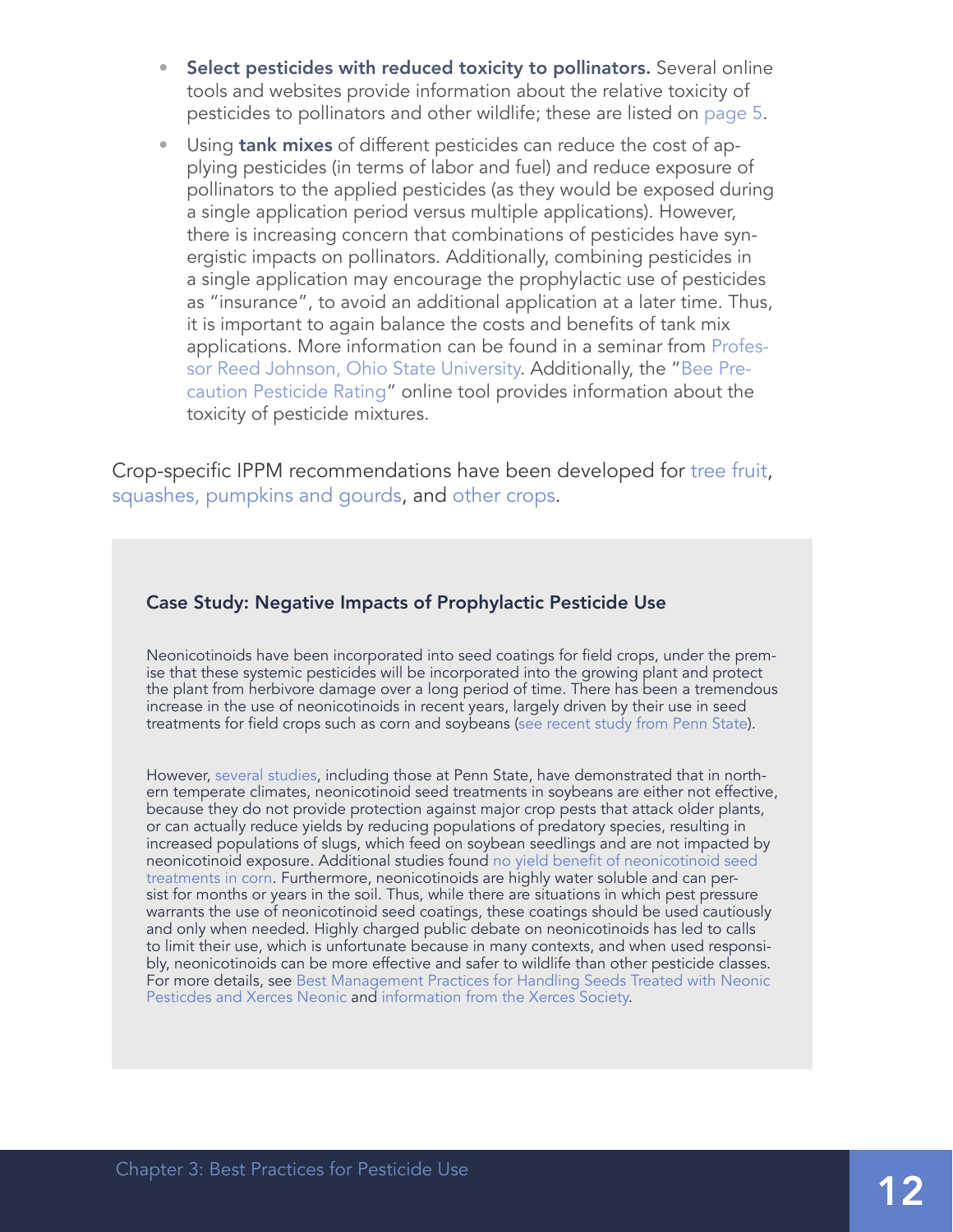- **Select pesticides with reduced toxicity to pollinators.** Several online tools and websites provide information about the relative toxicity of pesticides to pollinators and other wildlife; these are listed on page 5.
- Using **tank mixes** of different pesticides can reduce the cost of applying pesticides (in terms of labor and fuel) and reduce exposure of pollinators to the applied pesticides (as they would be exposed during a single application period versus multiple applications). However, there is increasing concern that combinations of pesticides have synergistic impacts on pollinators. Additionally, combining pesticides in a single application may encourage the prophylactic use of pesticides as "insurance", to avoid an additional application at a later time. Thus, it is important to again balance the costs and benefits of tank mix applications. More information can be found in a seminar from Professor Reed Johnson, Ohio State University. Additionally, the "Bee Precaution Pesticide Rating" online tool provides information about the toxicity of pesticide mixtures.

Crop-specific IPPM recommendations have been developed for tree fruit, squashes, pumpkins and gourds, and other crops.

### Case Study: Negative Impacts of Prophylactic Pesticide Use

Neonicotinoids have been incorporated into seed coatings for field crops, under the premise that these systemic pesticides will be incorporated into the growing plant and protect the plant from herbivore damage over a long period of time. There has been a tremendous increase in the use of neonicotinoids in recent years, largely driven by their use in seed treatments for field crops such as corn and soybeans (see recent study from Penn State).

However, several studies, including those at Penn State, have demonstrated that in northern temperate climates, neonicotinoid seed treatments in soybeans are either not effective, because they do not provide protection against major crop pests that attack older plants, or can actually reduce yields by reducing populations of predatory species, resulting in increased populations of slugs, which feed on soybean seedlings and are not impacted by neonicotinoid exposure. Additional studies found no yield benefit of neonicotinoid seed treatments in corn. Furthermore, neonicotinoids are highly water soluble and can persist for months or years in the soil. Thus, while there are situations in which pest pressure warrants the use of neonicotinoid seed coatings, these coatings should be used cautiously and only when needed. Highly charged public debate on neonicotinoids has led to calls to limit their use, which is unfortunate because in many contexts, and when used responsibly, neonicotinoids can be more effective and safer to wildlife than other pesticide classes. For more details, see Best Management Practices for Handling Seeds Treated with Neonic Pesticdes and Xerces Neonic and information from the Xerces Society.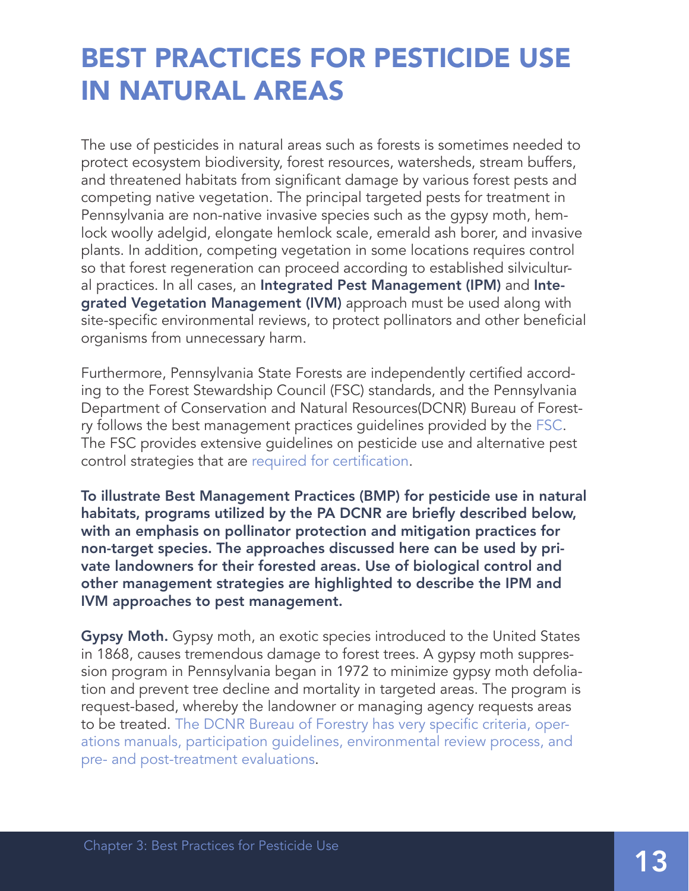# BEST PRACTICES FOR PESTICIDE USE IN NATURAL AREAS

The use of pesticides in natural areas such as forests is sometimes needed to protect ecosystem biodiversity, forest resources, watersheds, stream buffers, and threatened habitats from significant damage by various forest pests and competing native vegetation. The principal targeted pests for treatment in Pennsylvania are non-native invasive species such as the gypsy moth, hemlock woolly adelgid, elongate hemlock scale, emerald ash borer, and invasive plants. In addition, competing vegetation in some locations requires control so that forest regeneration can proceed according to established silvicultural practices. In all cases, an **Integrated Pest Management (IPM)** and **Integrated Vegetation Management (IVM)** approach must be used along with site-specific environmental reviews, to protect pollinators and other beneficial organisms from unnecessary harm.

Furthermore, Pennsylvania State Forests are independently certified according to the Forest Stewardship Council (FSC) standards, and the Pennsylvania Department of Conservation and Natural Resources(DCNR) Bureau of Forestry follows the best management practices guidelines provided by the FSC. The FSC provides extensive guidelines on pesticide use and alternative pest control strategies that are required for certification.

**To illustrate Best Management Practices (BMP) for pesticide use in natural habitats, programs utilized by the PA DCNR are briefly described below, with an emphasis on pollinator protection and mitigation practices for non-target species. The approaches discussed here can be used by private landowners for their forested areas. Use of biological control and other management strategies are highlighted to describe the IPM and IVM approaches to pest management.**

**Gypsy Moth.** Gypsy moth, an exotic species introduced to the United States in 1868, causes tremendous damage to forest trees. A gypsy moth suppression program in Pennsylvania began in 1972 to minimize gypsy moth defoliation and prevent tree decline and mortality in targeted areas. The program is request-based, whereby the landowner or managing agency requests areas to be treated. The DCNR Bureau of Forestry has very specific criteria, operations manuals, participation guidelines, environmental review process, and pre- and post-treatment evaluations.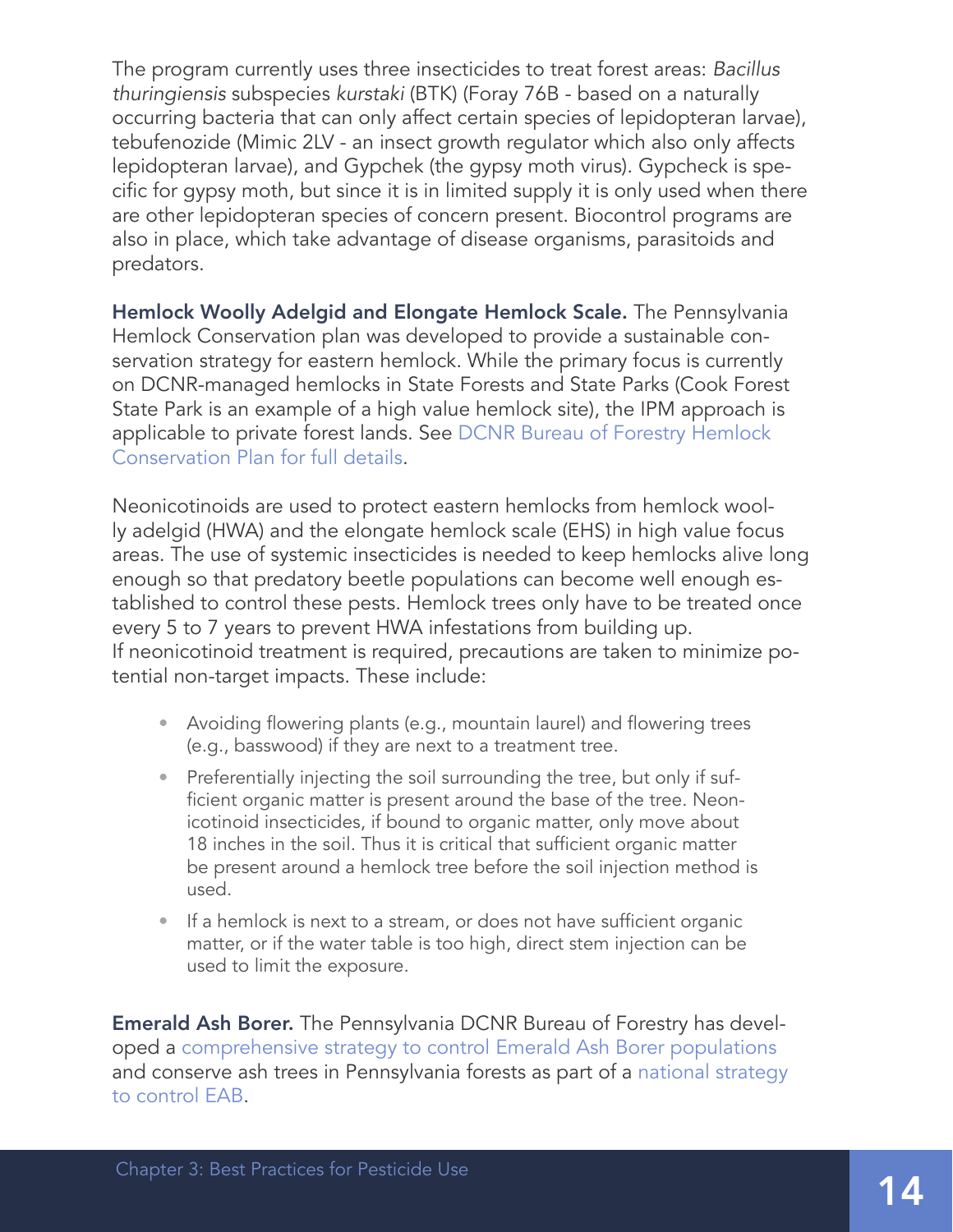The program currently uses three insecticides to treat forest areas: *Bacillus thuringiensis* subspecies *kurstaki* (BTK) (Foray 76B - based on a naturally occurring bacteria that can only affect certain species of lepidopteran larvae), tebufenozide (Mimic 2LV - an insect growth regulator which also only affects lepidopteran larvae), and Gypchek (the gypsy moth virus). Gypcheck is specific for gypsy moth, but since it is in limited supply it is only used when there are other lepidopteran species of concern present. Biocontrol programs are also in place, which take advantage of disease organisms, parasitoids and predators.

**Hemlock Woolly Adelgid and Elongate Hemlock Scale.** The Pennsylvania Hemlock Conservation plan was developed to provide a sustainable conservation strategy for eastern hemlock. While the primary focus is currently on DCNR-managed hemlocks in State Forests and State Parks (Cook Forest State Park is an example of a high value hemlock site), the IPM approach is applicable to private forest lands. See DCNR Bureau of Forestry Hemlock Conservation Plan for full details.

Neonicotinoids are used to protect eastern hemlocks from hemlock woolly adelgid (HWA) and the elongate hemlock scale (EHS) in high value focus areas. The use of systemic insecticides is needed to keep hemlocks alive long enough so that predatory beetle populations can become well enough established to control these pests. Hemlock trees only have to be treated once every 5 to 7 years to prevent HWA infestations from building up.
If neonicotinoid treatment is required, precautions are taken to minimize potential non-target impacts. These include:

- Avoiding flowering plants (e.g., mountain laurel) and flowering trees (e.g., basswood) if they are next to a treatment tree.
- Preferentially injecting the soil surrounding the tree, but only if sufficient organic matter is present around the base of the tree. Neonicotinoid insecticides, if bound to organic matter, only move about 18 inches in the soil. Thus it is critical that sufficient organic matter be present around a hemlock tree before the soil injection method is used.
- If a hemlock is next to a stream, or does not have sufficient organic matter, or if the water table is too high, direct stem injection can be used to limit the exposure.

**Emerald Ash Borer.** The Pennsylvania DCNR Bureau of Forestry has developed a comprehensive strategy to control Emerald Ash Borer populations and conserve ash trees in Pennsylvania forests as part of a national strategy to control EAB.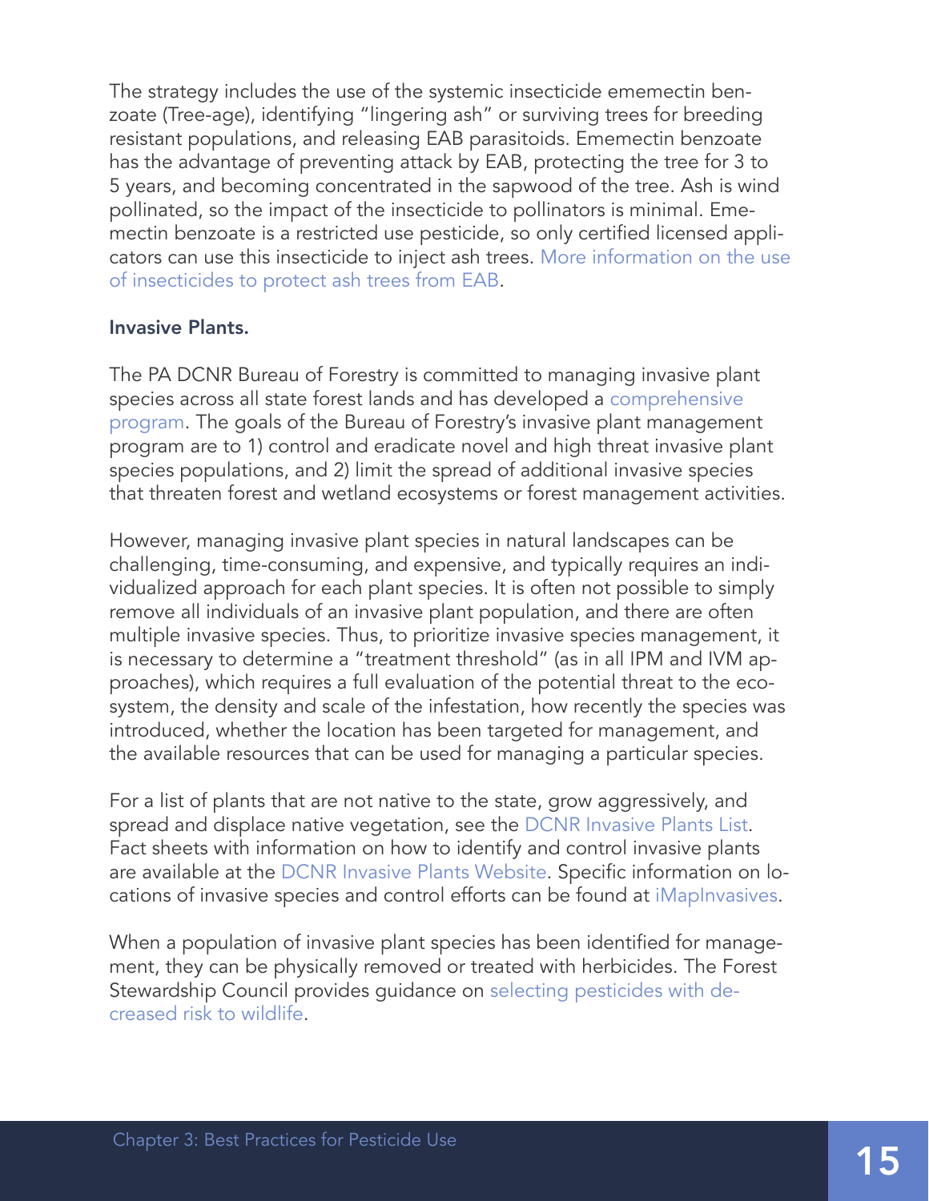The strategy includes the use of the systemic insecticide ememectin benzoate (Tree-age), identifying "lingering ash" or surviving trees for breeding resistant populations, and releasing EAB parasitoids. Ememectin benzoate has the advantage of preventing attack by EAB, protecting the tree for 3 to 5 years, and becoming concentrated in the sapwood of the tree. Ash is wind pollinated, so the impact of the insecticide to pollinators is minimal. Ememectin benzoate is a restricted use pesticide, so only certified licensed applicators can use this insecticide to inject ash trees. More information on the use of insecticides to protect ash trees from EAB.

**Invasive Plants.**

The PA DCNR Bureau of Forestry is committed to managing invasive plant species across all state forest lands and has developed a comprehensive program. The goals of the Bureau of Forestry's invasive plant management program are to 1) control and eradicate novel and high threat invasive plant species populations, and 2) limit the spread of additional invasive species that threaten forest and wetland ecosystems or forest management activities.

However, managing invasive plant species in natural landscapes can be challenging, time-consuming, and expensive, and typically requires an individualized approach for each plant species. It is often not possible to simply remove all individuals of an invasive plant population, and there are often multiple invasive species. Thus, to prioritize invasive species management, it is necessary to determine a "treatment threshold" (as in all IPM and IVM approaches), which requires a full evaluation of the potential threat to the ecosystem, the density and scale of the infestation, how recently the species was introduced, whether the location has been targeted for management, and the available resources that can be used for managing a particular species.

For a list of plants that are not native to the state, grow aggressively, and spread and displace native vegetation, see the DCNR Invasive Plants List. Fact sheets with information on how to identify and control invasive plants are available at the DCNR Invasive Plants Website. Specific information on locations of invasive species and control efforts can be found at iMapInvasives.

When a population of invasive plant species has been identified for management, they can be physically removed or treated with herbicides. The Forest Stewardship Council provides guidance on selecting pesticides with deceased risk to wildlife.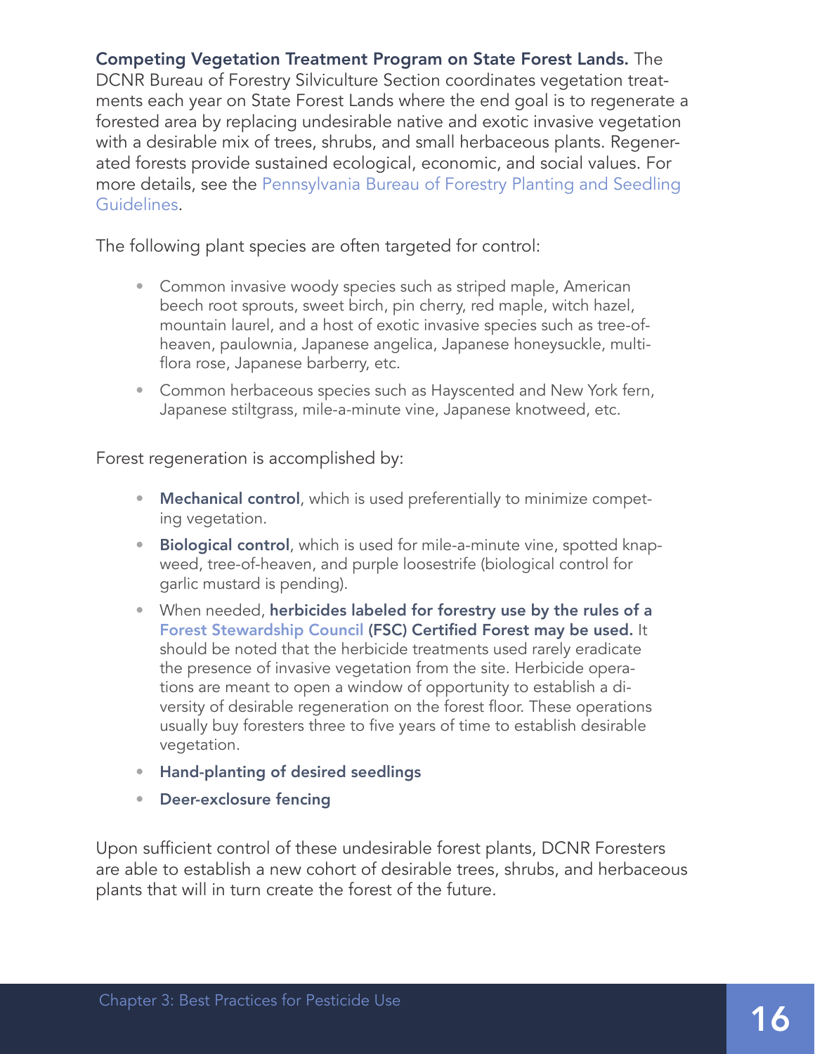**Competing Vegetation Treatment Program on State Forest Lands.** The DCNR Bureau of Forestry Silviculture Section coordinates vegetation treatments each year on State Forest Lands where the end goal is to regenerate a forested area by replacing undesirable native and exotic invasive vegetation with a desirable mix of trees, shrubs, and small herbaceous plants. Regenerated forests provide sustained ecological, economic, and social values. For more details, see the Pennsylvania Bureau of Forestry Planting and Seedling Guidelines.

The following plant species are often targeted for control:

- Common invasive woody species such as striped maple, American beech root sprouts, sweet birch, pin cherry, red maple, witch hazel, mountain laurel, and a host of exotic invasive species such as tree-of-heaven, paulownia, Japanese angelica, Japanese honeysuckle, multiflora rose, Japanese barberry, etc.
- Common herbaceous species such as Hayscented and New York fern, Japanese stiltgrass, mile-a-minute vine, Japanese knotweed, etc.

Forest regeneration is accomplished by:

- **Mechanical control**, which is used preferentially to minimize competing vegetation.
- **Biological control**, which is used for mile-a-minute vine, spotted knapweed, tree-of-heaven, and purple loosestrife (biological control for garlic mustard is pending).
- When needed, **herbicides labeled for forestry use by the rules of a Forest Stewardship Council (FSC) Certified Forest may be used.** It should be noted that the herbicide treatments used rarely eradicate the presence of invasive vegetation from the site. Herbicide operations are meant to open a window of opportunity to establish a diversity of desirable regeneration on the forest floor. These operations usually buy foresters three to five years of time to establish desirable vegetation.
- **Hand-planting of desired seedlings**
- **Deer-exclosure fencing**

Upon sufficient control of these undesirable forest plants, DCNR Foresters are able to establish a new cohort of desirable trees, shrubs, and herbaceous plants that will in turn create the forest of the future.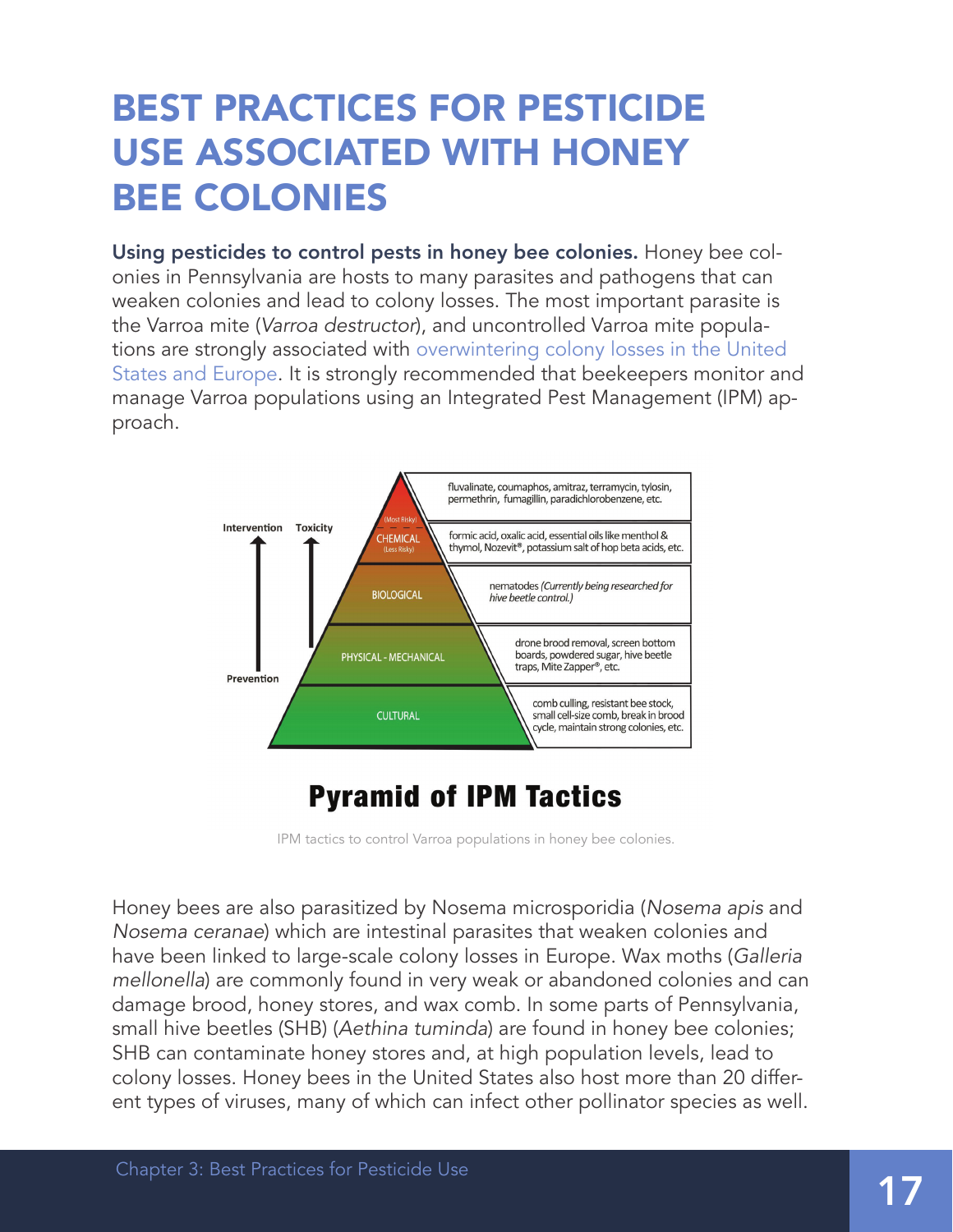# BEST PRACTICES FOR PESTICIDE USE ASSOCIATED WITH HONEY BEE COLONIES

**Using pesticides to control pests in honey bee colonies.** Honey bee colonies in Pennsylvania are hosts to many parasites and pathogens that can weaken colonies and lead to colony losses. The most important parasite is the Varroa mite (*Varroa destructor*), and uncontrolled Varroa mite populations are strongly associated with overwintering colony losses in the United States and Europe. It is strongly recommended that beekeepers monitor and manage Varroa populations using an Integrated Pest Management (IPM) approach.

| Tactic | Examples |
|---|---|
| CHEMICAL (Most Risky) | fluvalinate, coumaphos, amitraz, terramycin, tylosin, permethrin, fumagillin, paradichlorobenzene, etc. |
| CHEMICAL (Less Risky) | formic acid, oxalic acid, essential oils like menthol & thymol, Nozevit®, potassium salt of hop beta acids, etc. |
| BIOLOGICAL | nematodes *(Currently being researched for hive beetle control.)* |
| PHYSICAL - MECHANICAL | drone brood removal, screen bottom boards, powdered sugar, hive beetle traps, Mite Zapper®, etc. |
| CULTURAL | comb culling, resistant bee stock, small cell-size comb, break in brood cycle, maintain strong colonies, etc. |

Intervention ↑ / Toxicity ↑ (from Prevention at base)

## Pyramid of IPM Tactics

IPM tactics to control Varroa populations in honey bee colonies.

Honey bees are also parasitized by Nosema microsporidia (*Nosema apis* and *Nosema ceranae*) which are intestinal parasites that weaken colonies and have been linked to large-scale colony losses in Europe. Wax moths (*Galleria mellonella*) are commonly found in very weak or abandoned colonies and can damage brood, honey stores, and wax comb. In some parts of Pennsylvania, small hive beetles (SHB) (*Aethina tuminda*) are found in honey bee colonies; SHB can contaminate honey stores and, at high population levels, lead to colony losses. Honey bees in the United States also host more than 20 different types of viruses, many of which can infect other pollinator species as well.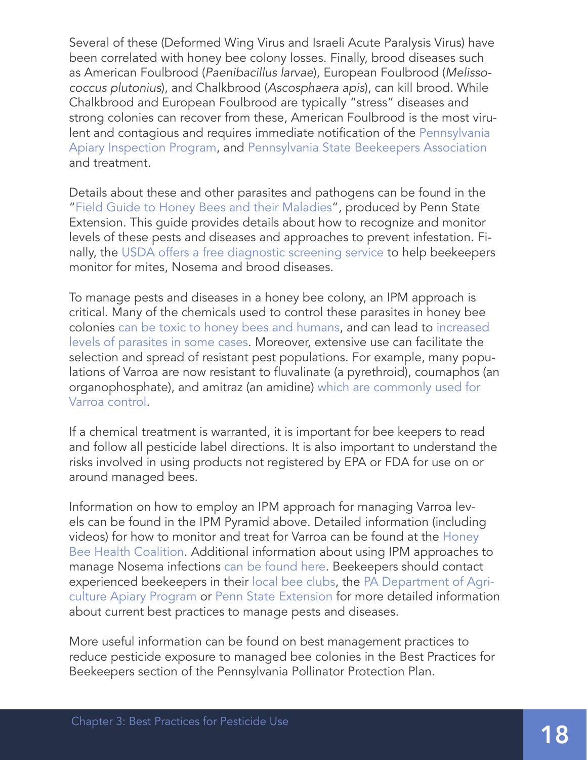Several of these (Deformed Wing Virus and Israeli Acute Paralysis Virus) have been correlated with honey bee colony losses. Finally, brood diseases such as American Foulbrood (*Paenibacillus larvae*), European Foulbrood (*Melissococcus plutonius*), and Chalkbrood (*Ascosphaera apis*), can kill brood. While Chalkbrood and European Foulbrood are typically "stress" diseases and strong colonies can recover from these, American Foulbrood is the most virulent and contagious and requires immediate notification of the Pennsylvania Apiary Inspection Program, and Pennsylvania State Beekeepers Association and treatment.

Details about these and other parasites and pathogens can be found in the "Field Guide to Honey Bees and their Maladies", produced by Penn State Extension. This guide provides details about how to recognize and monitor levels of these pests and diseases and approaches to prevent infestation. Finally, the USDA offers a free diagnostic screening service to help beekeepers monitor for mites, Nosema and brood diseases.

To manage pests and diseases in a honey bee colony, an IPM approach is critical. Many of the chemicals used to control these parasites in honey bee colonies can be toxic to honey bees and humans, and can lead to increased levels of parasites in some cases. Moreover, extensive use can facilitate the selection and spread of resistant pest populations. For example, many populations of Varroa are now resistant to fluvalinate (a pyrethroid), coumaphos (an organophosphate), and amitraz (an amidine) which are commonly used for Varroa control.

If a chemical treatment is warranted, it is important for bee keepers to read and follow all pesticide label directions. It is also important to understand the risks involved in using products not registered by EPA or FDA for use on or around managed bees.

Information on how to employ an IPM approach for managing Varroa levels can be found in the IPM Pyramid above. Detailed information (including videos) for how to monitor and treat for Varroa can be found at the Honey Bee Health Coalition. Additional information about using IPM approaches to manage Nosema infections can be found here. Beekeepers should contact experienced beekeepers in their local bee clubs, the PA Department of Agriculture Apiary Program or Penn State Extension for more detailed information about current best practices to manage pests and diseases.

More useful information can be found on best management practices to reduce pesticide exposure to managed bee colonies in the Best Practices for Beekeepers section of the Pennsylvania Pollinator Protection Plan.